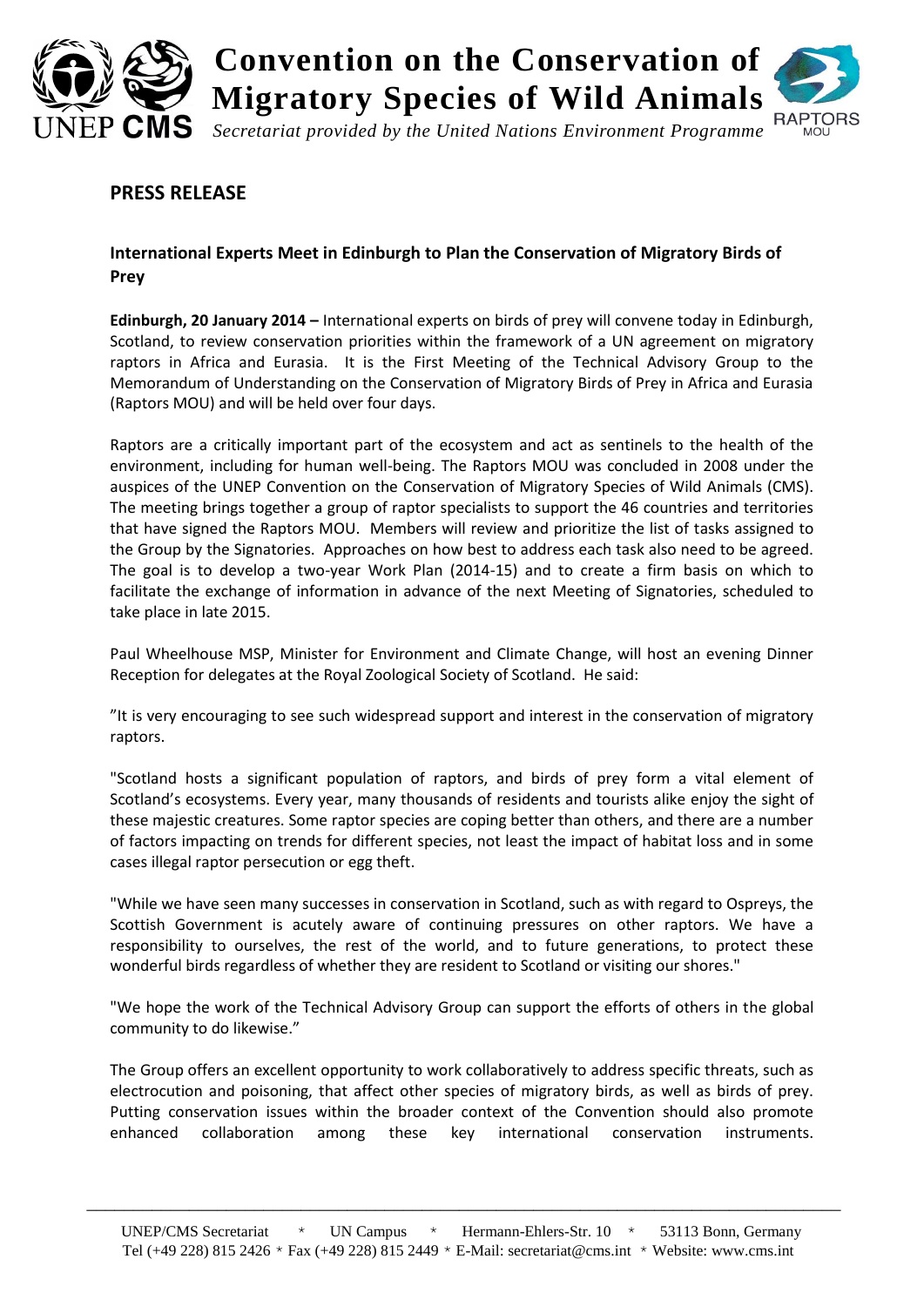# Convention on the Conservation of Migratory Species of Wild Animals

*Secretariat provided by the United Nations Environment Programme*

## PRESS RELEASE

### International Experts Meet in Edinburgh to Plan the Conservation of Migratory Birds of Prey

**Edinburgh, 20 January 2014 –** International experts on birds of prey will convene today in Edinburgh, Scotland, to review conservation priorities within the framework of a UN agreement on migratory raptors in Africa and Eurasia. It is the First Meeting of the Technical Advisory Group to the Memorandum of Understanding on the Conservation of Migratory Birds of Prey in Africa and Eurasia (Raptors MOU) and will be held over four days.

Raptors are a critically important part of the ecosystem and act as sentinels to the health of the environment, including for human well-being. The Raptors MOU was concluded in 2008 under the auspices of the UNEP Convention on the Conservation of Migratory Species of Wild Animals (CMS). The meeting brings together a group of raptor specialists to support the 46 countries and territories that have signed the Raptors MOU. Members will review and prioritize the list of tasks assigned to the Group by the Signatories. Approaches on how best to address each task also need to be agreed. The goal is to develop a two-year Work Plan (2014-15) and to create a firm basis on which to facilitate the exchange of information in advance of the next Meeting of Signatories, scheduled to take place in late 2015.

Paul Wheelhouse MSP, Minister for Environment and Climate Change, will host an evening Dinner Reception for delegates at the Royal Zoological Society of Scotland. He said:

"It is very encouraging to see such widespread support and interest in the conservation of migratory raptors.

"Scotland hosts a significant population of raptors, and birds of prey form a vital element of Scotland's ecosystems. Every year, many thousands of residents and tourists alike enjoy the sight of these majestic creatures. Some raptor species are coping better than others, and there are a number of factors impacting on trends for different species, not least the impact of habitat loss and in some cases illegal raptor persecution or egg theft.

"While we have seen many successes in conservation in Scotland, such as with regard to Ospreys, the Scottish Government is acutely aware of continuing pressures on other raptors. We have a responsibility to ourselves, the rest of the world, and to future generations, to protect these wonderful birds regardless of whether they are resident to Scotland or visiting our shores."

"We hope the work of the Technical Advisory Group can support the efforts of others in the global community to do likewise."

The Group offers an excellent opportunity to work collaboratively to address specific threats, such as electrocution and poisoning, that affect other species of migratory birds, as well as birds of prey. Putting conservation issues within the broader context of the Convention should also promote enhanced collaboration among these key international conservation instruments.

UNEP/CMS Secretariat * UN Campus * Hermann-Ehlers-Str. 10 * 53113 Bonn, Germany
Tel (+49 228) 815 2426 * Fax (+49 228) 815 2449 * E-Mail: secretariat@cms.int * Website: www.cms.int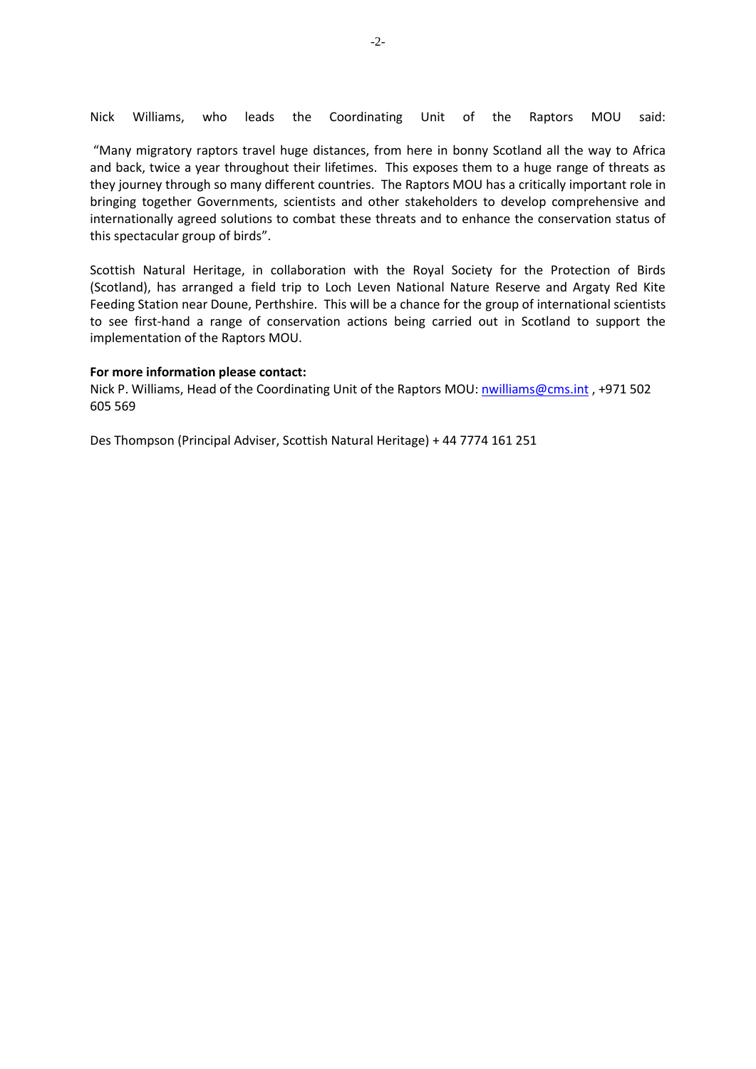Nick Williams, who leads the Coordinating Unit of the Raptors MOU said:

"Many migratory raptors travel huge distances, from here in bonny Scotland all the way to Africa and back, twice a year throughout their lifetimes. This exposes them to a huge range of threats as they journey through so many different countries. The Raptors MOU has a critically important role in bringing together Governments, scientists and other stakeholders to develop comprehensive and internationally agreed solutions to combat these threats and to enhance the conservation status of this spectacular group of birds".

Scottish Natural Heritage, in collaboration with the Royal Society for the Protection of Birds (Scotland), has arranged a field trip to Loch Leven National Nature Reserve and Argaty Red Kite Feeding Station near Doune, Perthshire. This will be a chance for the group of international scientists to see first-hand a range of conservation actions being carried out in Scotland to support the implementation of the Raptors MOU.

**For more information please contact:**
Nick P. Williams, Head of the Coordinating Unit of the Raptors MOU: nwilliams@cms.int , +971 502 605 569

Des Thompson (Principal Adviser, Scottish Natural Heritage) + 44 7774 161 251